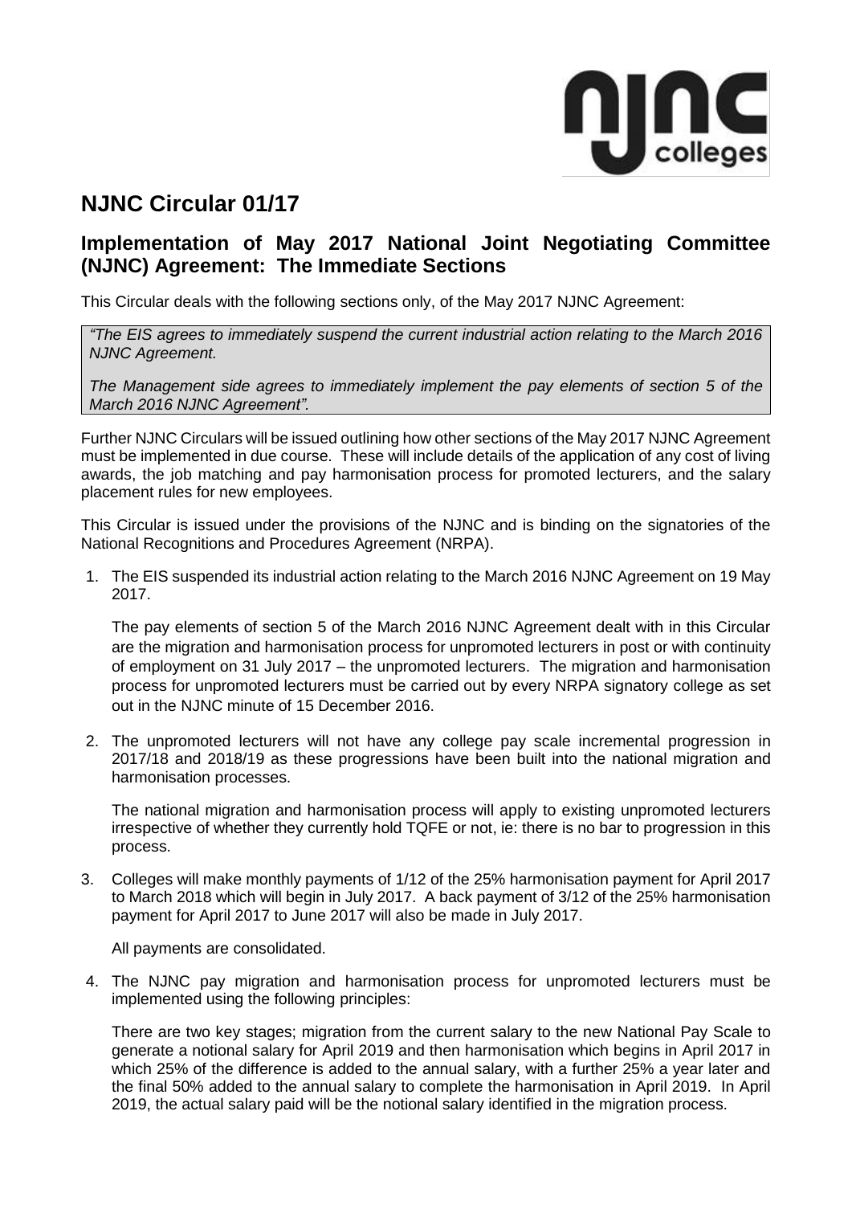# NJNC Circular 01/17

## Implementation of May 2017 National Joint Negotiating Committee (NJNC) Agreement: The Immediate Sections

This Circular deals with the following sections only, of the May 2017 NJNC Agreement:

> *"The EIS agrees to immediately suspend the current industrial action relating to the March 2016 NJNC Agreement.*
>
> *The Management side agrees to immediately implement the pay elements of section 5 of the March 2016 NJNC Agreement".*

Further NJNC Circulars will be issued outlining how other sections of the May 2017 NJNC Agreement must be implemented in due course. These will include details of the application of any cost of living awards, the job matching and pay harmonisation process for promoted lecturers, and the salary placement rules for new employees.

This Circular is issued under the provisions of the NJNC and is binding on the signatories of the National Recognitions and Procedures Agreement (NRPA).

1. The EIS suspended its industrial action relating to the March 2016 NJNC Agreement on 19 May 2017.

   The pay elements of section 5 of the March 2016 NJNC Agreement dealt with in this Circular are the migration and harmonisation process for unpromoted lecturers in post or with continuity of employment on 31 July 2017 – the unpromoted lecturers. The migration and harmonisation process for unpromoted lecturers must be carried out by every NRPA signatory college as set out in the NJNC minute of 15 December 2016.

2. The unpromoted lecturers will not have any college pay scale incremental progression in 2017/18 and 2018/19 as these progressions have been built into the national migration and harmonisation processes.

   The national migration and harmonisation process will apply to existing unpromoted lecturers irrespective of whether they currently hold TQFE or not, ie: there is no bar to progression in this process.

3. Colleges will make monthly payments of 1/12 of the 25% harmonisation payment for April 2017 to March 2018 which will begin in July 2017. A back payment of 3/12 of the 25% harmonisation payment for April 2017 to June 2017 will also be made in July 2017.

   All payments are consolidated.

4. The NJNC pay migration and harmonisation process for unpromoted lecturers must be implemented using the following principles:

   There are two key stages; migration from the current salary to the new National Pay Scale to generate a notional salary for April 2019 and then harmonisation which begins in April 2017 in which 25% of the difference is added to the annual salary, with a further 25% a year later and the final 50% added to the annual salary to complete the harmonisation in April 2019. In April 2019, the actual salary paid will be the notional salary identified in the migration process.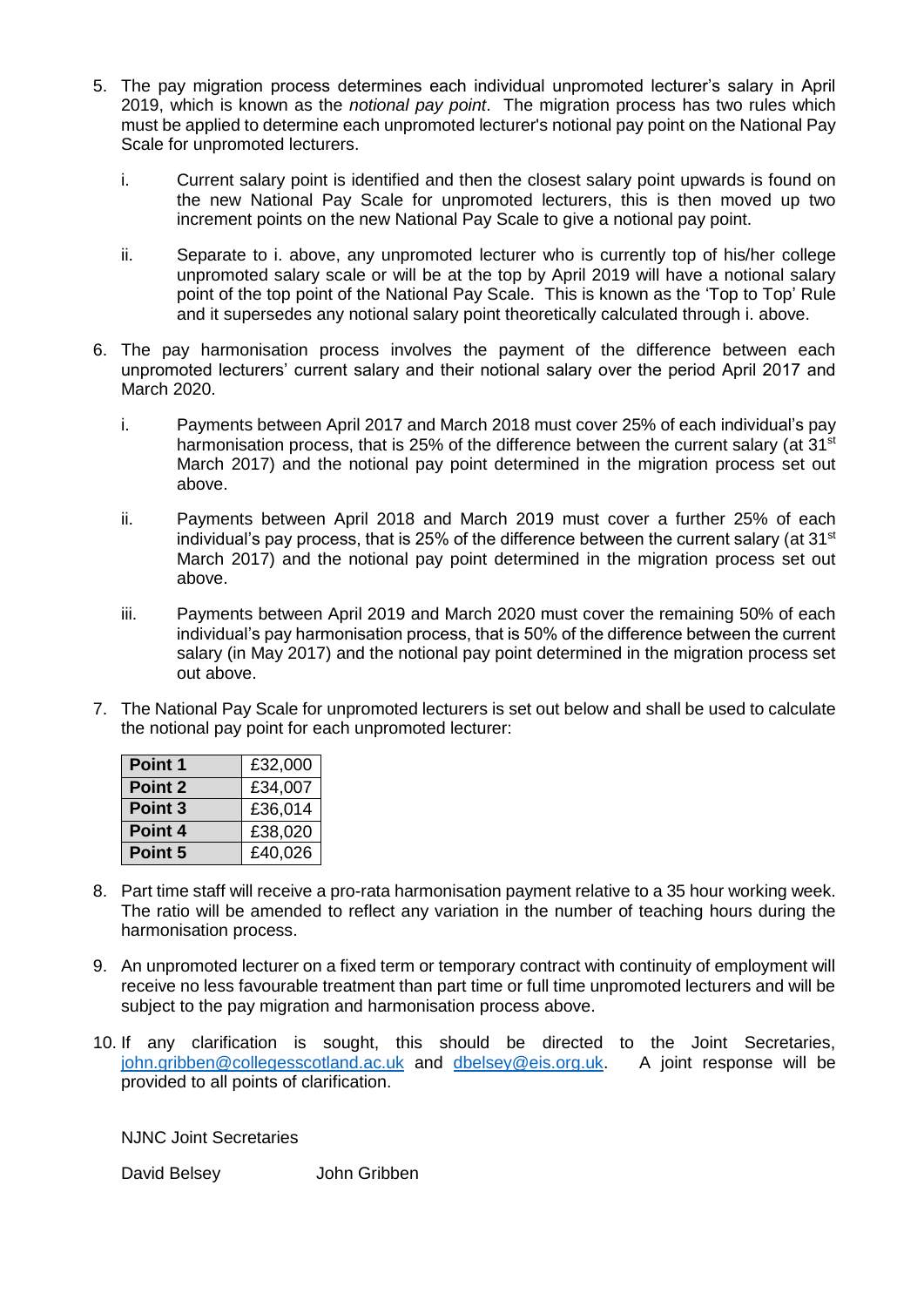5. The pay migration process determines each individual unpromoted lecturer's salary in April 2019, which is known as the *notional pay point*. The migration process has two rules which must be applied to determine each unpromoted lecturer's notional pay point on the National Pay Scale for unpromoted lecturers.

   i. Current salary point is identified and then the closest salary point upwards is found on the new National Pay Scale for unpromoted lecturers, this is then moved up two increment points on the new National Pay Scale to give a notional pay point.

   ii. Separate to i. above, any unpromoted lecturer who is currently top of his/her college unpromoted salary scale or will be at the top by April 2019 will have a notional salary point of the top point of the National Pay Scale. This is known as the 'Top to Top' Rule and it supersedes any notional salary point theoretically calculated through i. above.

6. The pay harmonisation process involves the payment of the difference between each unpromoted lecturers' current salary and their notional salary over the period April 2017 and March 2020.

   i. Payments between April 2017 and March 2018 must cover 25% of each individual's pay harmonisation process, that is 25% of the difference between the current salary (at 31st March 2017) and the notional pay point determined in the migration process set out above.

   ii. Payments between April 2018 and March 2019 must cover a further 25% of each individual's pay process, that is 25% of the difference between the current salary (at 31st March 2017) and the notional pay point determined in the migration process set out above.

   iii. Payments between April 2019 and March 2020 must cover the remaining 50% of each individual's pay harmonisation process, that is 50% of the difference between the current salary (in May 2017) and the notional pay point determined in the migration process set out above.

7. The National Pay Scale for unpromoted lecturers is set out below and shall be used to calculate the notional pay point for each unpromoted lecturer:

| | |
|---|---|
| **Point 1** | £32,000 |
| **Point 2** | £34,007 |
| **Point 3** | £36,014 |
| **Point 4** | £38,020 |
| **Point 5** | £40,026 |

8. Part time staff will receive a pro-rata harmonisation payment relative to a 35 hour working week. The ratio will be amended to reflect any variation in the number of teaching hours during the harmonisation process.

9. An unpromoted lecturer on a fixed term or temporary contract with continuity of employment will receive no less favourable treatment than part time or full time unpromoted lecturers and will be subject to the pay migration and harmonisation process above.

10. If any clarification is sought, this should be directed to the Joint Secretaries, john.gribben@collegesscotland.ac.uk and dbelsey@eis.org.uk. A joint response will be provided to all points of clarification.

NJNC Joint Secretaries

David Belsey    John Gribben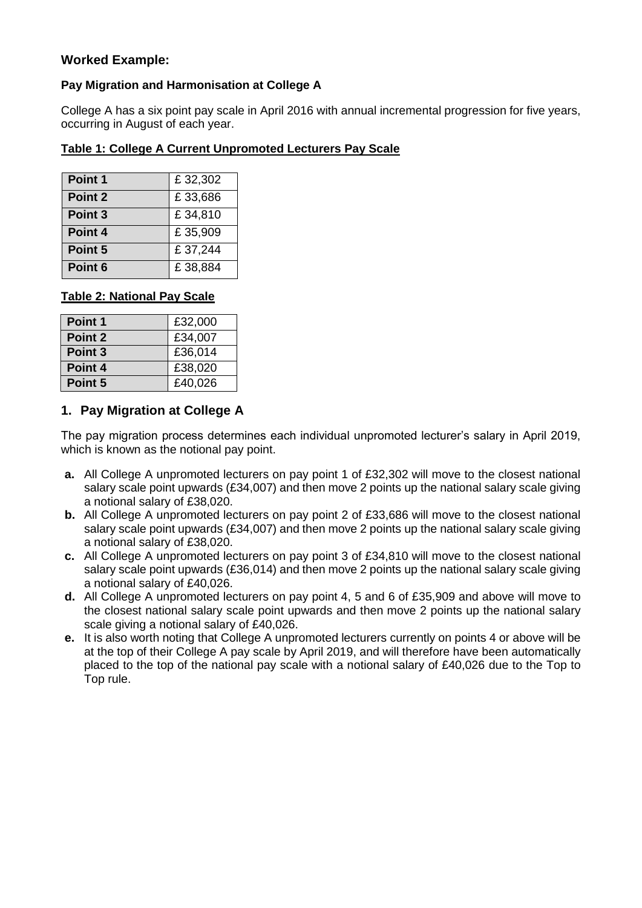## Worked Example:

### Pay Migration and Harmonisation at College A

College A has a six point pay scale in April 2016 with annual incremental progression for five years, occurring in August of each year.

**Table 1: College A Current Unpromoted Lecturers Pay Scale**

| | |
|---|---|
| **Point 1** | £ 32,302 |
| **Point 2** | £ 33,686 |
| **Point 3** | £ 34,810 |
| **Point 4** | £ 35,909 |
| **Point 5** | £ 37,244 |
| **Point 6** | £ 38,884 |

**Table 2: National Pay Scale**

| | |
|---|---|
| **Point 1** | £32,000 |
| **Point 2** | £34,007 |
| **Point 3** | £36,014 |
| **Point 4** | £38,020 |
| **Point 5** | £40,026 |

## 1. Pay Migration at College A

The pay migration process determines each individual unpromoted lecturer's salary in April 2019, which is known as the notional pay point.

- **a.** All College A unpromoted lecturers on pay point 1 of £32,302 will move to the closest national salary scale point upwards (£34,007) and then move 2 points up the national salary scale giving a notional salary of £38,020.
- **b.** All College A unpromoted lecturers on pay point 2 of £33,686 will move to the closest national salary scale point upwards (£34,007) and then move 2 points up the national salary scale giving a notional salary of £38,020.
- **c.** All College A unpromoted lecturers on pay point 3 of £34,810 will move to the closest national salary scale point upwards (£36,014) and then move 2 points up the national salary scale giving a notional salary of £40,026.
- **d.** All College A unpromoted lecturers on pay point 4, 5 and 6 of £35,909 and above will move to the closest national salary scale point upwards and then move 2 points up the national salary scale giving a notional salary of £40,026.
- **e.** It is also worth noting that College A unpromoted lecturers currently on points 4 or above will be at the top of their College A pay scale by April 2019, and will therefore have been automatically placed to the top of the national pay scale with a notional salary of £40,026 due to the Top to Top rule.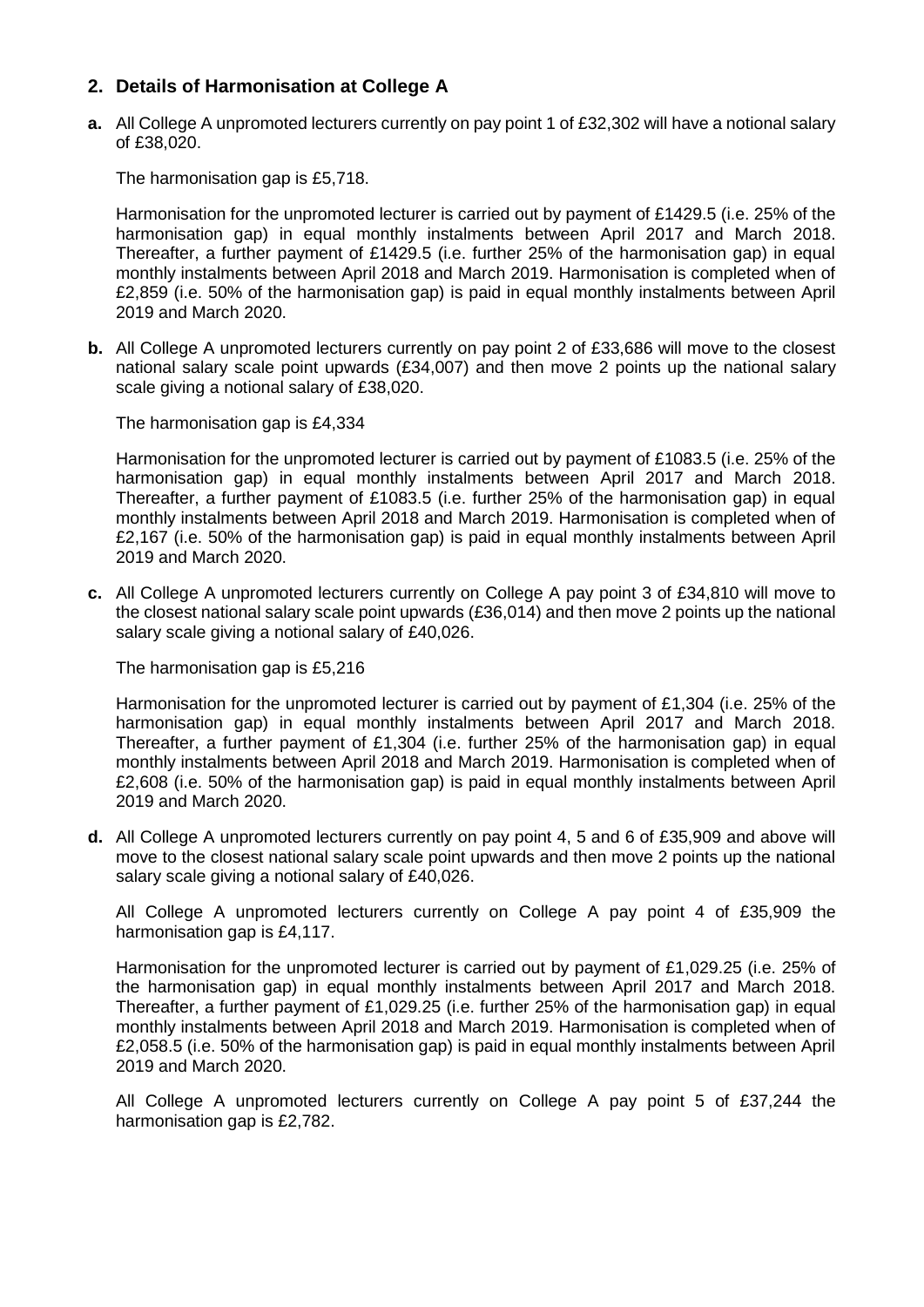## 2. Details of Harmonisation at College A

**a.** All College A unpromoted lecturers currently on pay point 1 of £32,302 will have a notional salary of £38,020.

The harmonisation gap is £5,718.

Harmonisation for the unpromoted lecturer is carried out by payment of £1429.5 (i.e. 25% of the harmonisation gap) in equal monthly instalments between April 2017 and March 2018. Thereafter, a further payment of £1429.5 (i.e. further 25% of the harmonisation gap) in equal monthly instalments between April 2018 and March 2019. Harmonisation is completed when of £2,859 (i.e. 50% of the harmonisation gap) is paid in equal monthly instalments between April 2019 and March 2020.

**b.** All College A unpromoted lecturers currently on pay point 2 of £33,686 will move to the closest national salary scale point upwards (£34,007) and then move 2 points up the national salary scale giving a notional salary of £38,020.

The harmonisation gap is £4,334

Harmonisation for the unpromoted lecturer is carried out by payment of £1083.5 (i.e. 25% of the harmonisation gap) in equal monthly instalments between April 2017 and March 2018. Thereafter, a further payment of £1083.5 (i.e. further 25% of the harmonisation gap) in equal monthly instalments between April 2018 and March 2019. Harmonisation is completed when of £2,167 (i.e. 50% of the harmonisation gap) is paid in equal monthly instalments between April 2019 and March 2020.

**c.** All College A unpromoted lecturers currently on College A pay point 3 of £34,810 will move to the closest national salary scale point upwards (£36,014) and then move 2 points up the national salary scale giving a notional salary of £40,026.

The harmonisation gap is £5,216

Harmonisation for the unpromoted lecturer is carried out by payment of £1,304 (i.e. 25% of the harmonisation gap) in equal monthly instalments between April 2017 and March 2018. Thereafter, a further payment of £1,304 (i.e. further 25% of the harmonisation gap) in equal monthly instalments between April 2018 and March 2019. Harmonisation is completed when of £2,608 (i.e. 50% of the harmonisation gap) is paid in equal monthly instalments between April 2019 and March 2020.

**d.** All College A unpromoted lecturers currently on pay point 4, 5 and 6 of £35,909 and above will move to the closest national salary scale point upwards and then move 2 points up the national salary scale giving a notional salary of £40,026.

All College A unpromoted lecturers currently on College A pay point 4 of £35,909 the harmonisation gap is £4,117.

Harmonisation for the unpromoted lecturer is carried out by payment of £1,029.25 (i.e. 25% of the harmonisation gap) in equal monthly instalments between April 2017 and March 2018. Thereafter, a further payment of £1,029.25 (i.e. further 25% of the harmonisation gap) in equal monthly instalments between April 2018 and March 2019. Harmonisation is completed when of £2,058.5 (i.e. 50% of the harmonisation gap) is paid in equal monthly instalments between April 2019 and March 2020.

All College A unpromoted lecturers currently on College A pay point 5 of £37,244 the harmonisation gap is £2,782.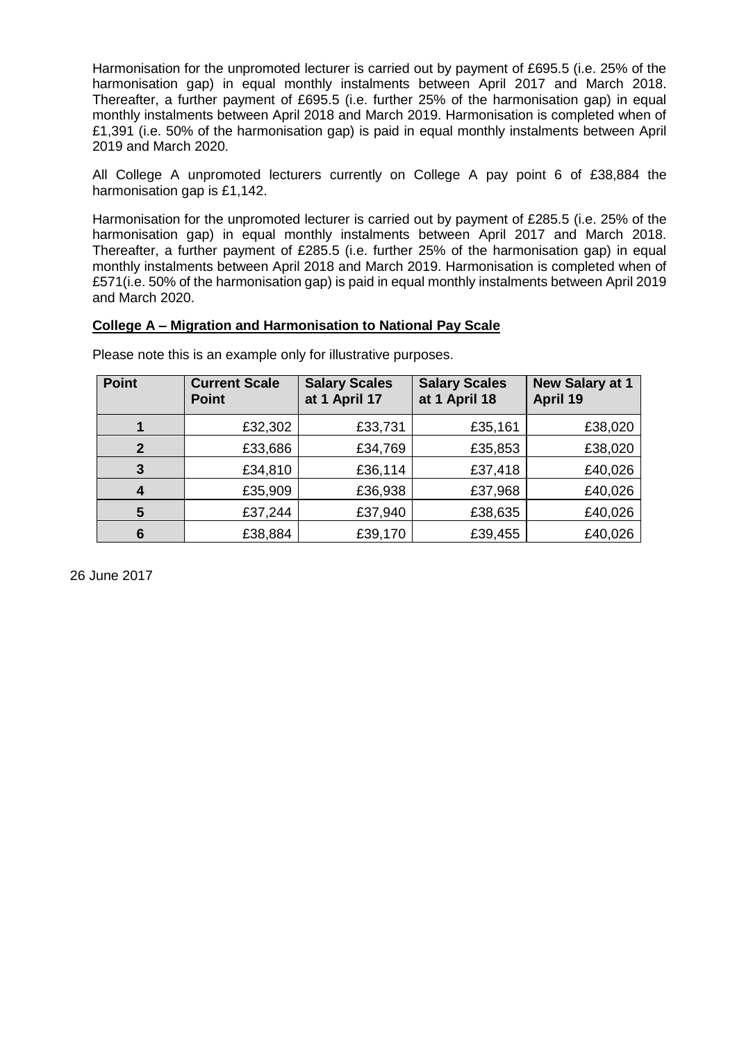Harmonisation for the unpromoted lecturer is carried out by payment of £695.5 (i.e. 25% of the harmonisation gap) in equal monthly instalments between April 2017 and March 2018. Thereafter, a further payment of £695.5 (i.e. further 25% of the harmonisation gap) in equal monthly instalments between April 2018 and March 2019. Harmonisation is completed when of £1,391 (i.e. 50% of the harmonisation gap) is paid in equal monthly instalments between April 2019 and March 2020.

All College A unpromoted lecturers currently on College A pay point 6 of £38,884 the harmonisation gap is £1,142.

Harmonisation for the unpromoted lecturer is carried out by payment of £285.5 (i.e. 25% of the harmonisation gap) in equal monthly instalments between April 2017 and March 2018. Thereafter, a further payment of £285.5 (i.e. further 25% of the harmonisation gap) in equal monthly instalments between April 2018 and March 2019. Harmonisation is completed when of £571(i.e. 50% of the harmonisation gap) is paid in equal monthly instalments between April 2019 and March 2020.

**College A – Migration and Harmonisation to National Pay Scale**

Please note this is an example only for illustrative purposes.

| Point | Current Scale Point | Salary Scales at 1 April 17 | Salary Scales at 1 April 18 | New Salary at 1 April 19 |
|---|---|---|---|---|
| 1 | £32,302 | £33,731 | £35,161 | £38,020 |
| 2 | £33,686 | £34,769 | £35,853 | £38,020 |
| 3 | £34,810 | £36,114 | £37,418 | £40,026 |
| 4 | £35,909 | £36,938 | £37,968 | £40,026 |
| 5 | £37,244 | £37,940 | £38,635 | £40,026 |
| 6 | £38,884 | £39,170 | £39,455 | £40,026 |

26 June 2017